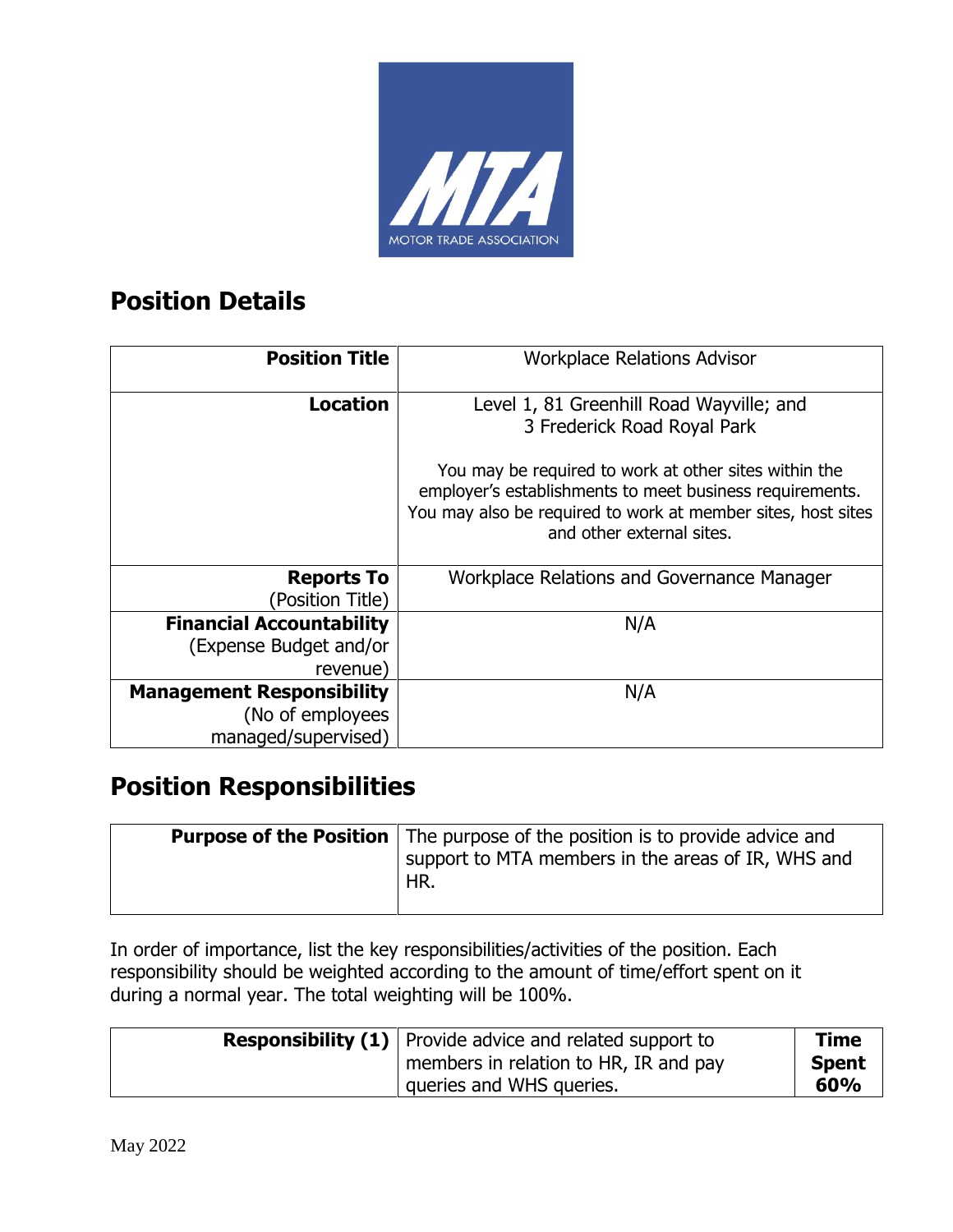## Position Details

| Position Title | Workplace Relations Advisor |
|---|---|
| **Location** | Level 1, 81 Greenhill Road Wayville; and 3 Frederick Road Royal Park<br><br>You may be required to work at other sites within the employer's establishments to meet business requirements. You may also be required to work at member sites, host sites and other external sites. |
| **Reports To** (Position Title) | Workplace Relations and Governance Manager |
| **Financial Accountability** (Expense Budget and/or revenue) | N/A |
| **Management Responsibility** (No of employees managed/supervised) | N/A |

## Position Responsibilities

| Purpose of the Position | The purpose of the position is to provide advice and support to MTA members in the areas of IR, WHS and HR. |
|---|---|

In order of importance, list the key responsibilities/activities of the position. Each responsibility should be weighted according to the amount of time/effort spent on it during a normal year. The total weighting will be 100%.

| Responsibility (1) | Provide advice and related support to members in relation to HR, IR and pay queries and WHS queries. | Time Spent 60% |
|---|---|---|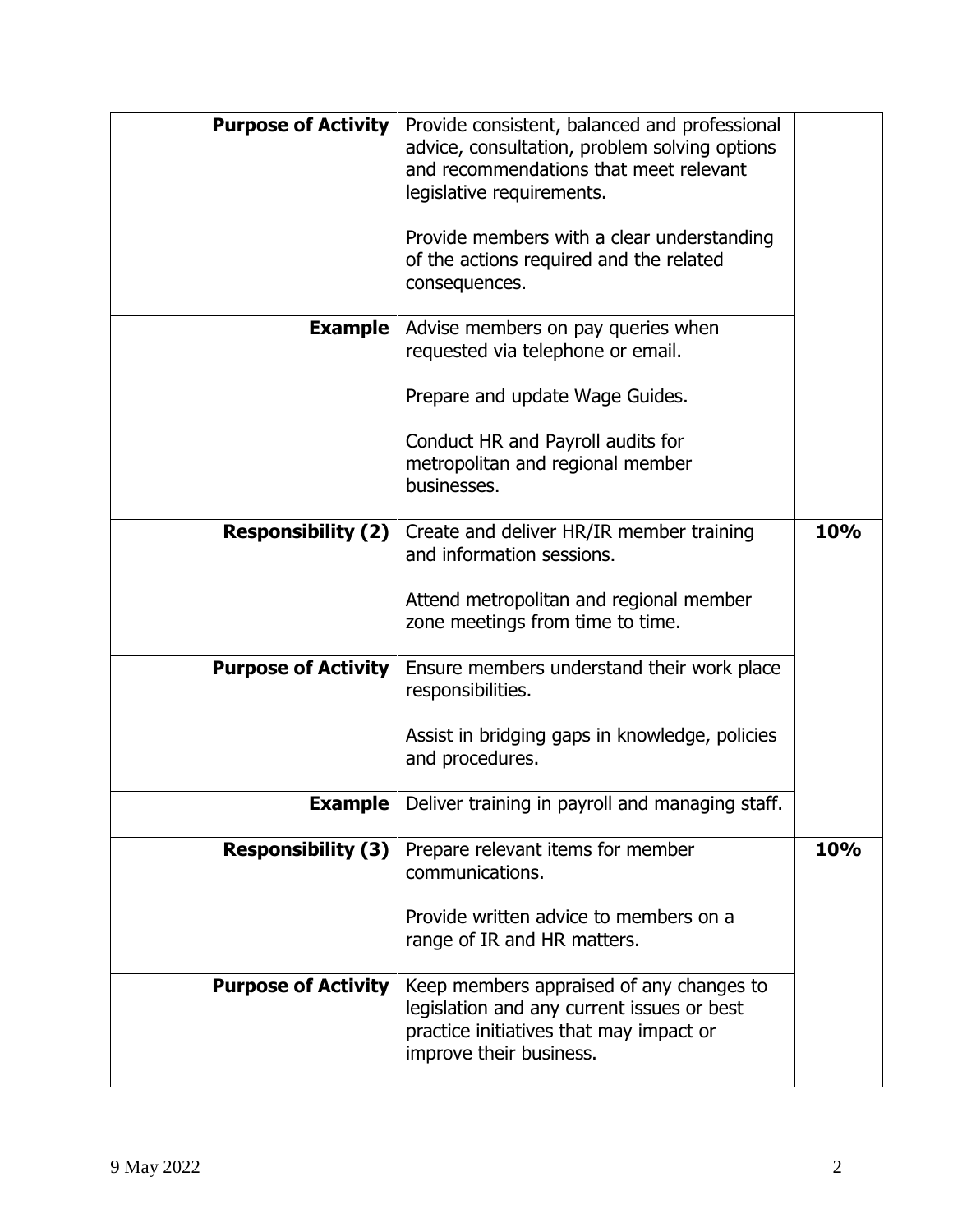| | | |
|---|---|---|
| **Purpose of Activity** | Provide consistent, balanced and professional advice, consultation, problem solving options and recommendations that meet relevant legislative requirements.<br><br>Provide members with a clear understanding of the actions required and the related consequences. | |
| **Example** | Advise members on pay queries when requested via telephone or email.<br><br>Prepare and update Wage Guides.<br><br>Conduct HR and Payroll audits for metropolitan and regional member businesses. | |
| **Responsibility (2)** | Create and deliver HR/IR member training and information sessions.<br><br>Attend metropolitan and regional member zone meetings from time to time. | **10%** |
| **Purpose of Activity** | Ensure members understand their work place responsibilities.<br><br>Assist in bridging gaps in knowledge, policies and procedures. | |
| **Example** | Deliver training in payroll and managing staff. | |
| **Responsibility (3)** | Prepare relevant items for member communications.<br><br>Provide written advice to members on a range of IR and HR matters. | **10%** |
| **Purpose of Activity** | Keep members appraised of any changes to legislation and any current issues or best practice initiatives that may impact or improve their business. | |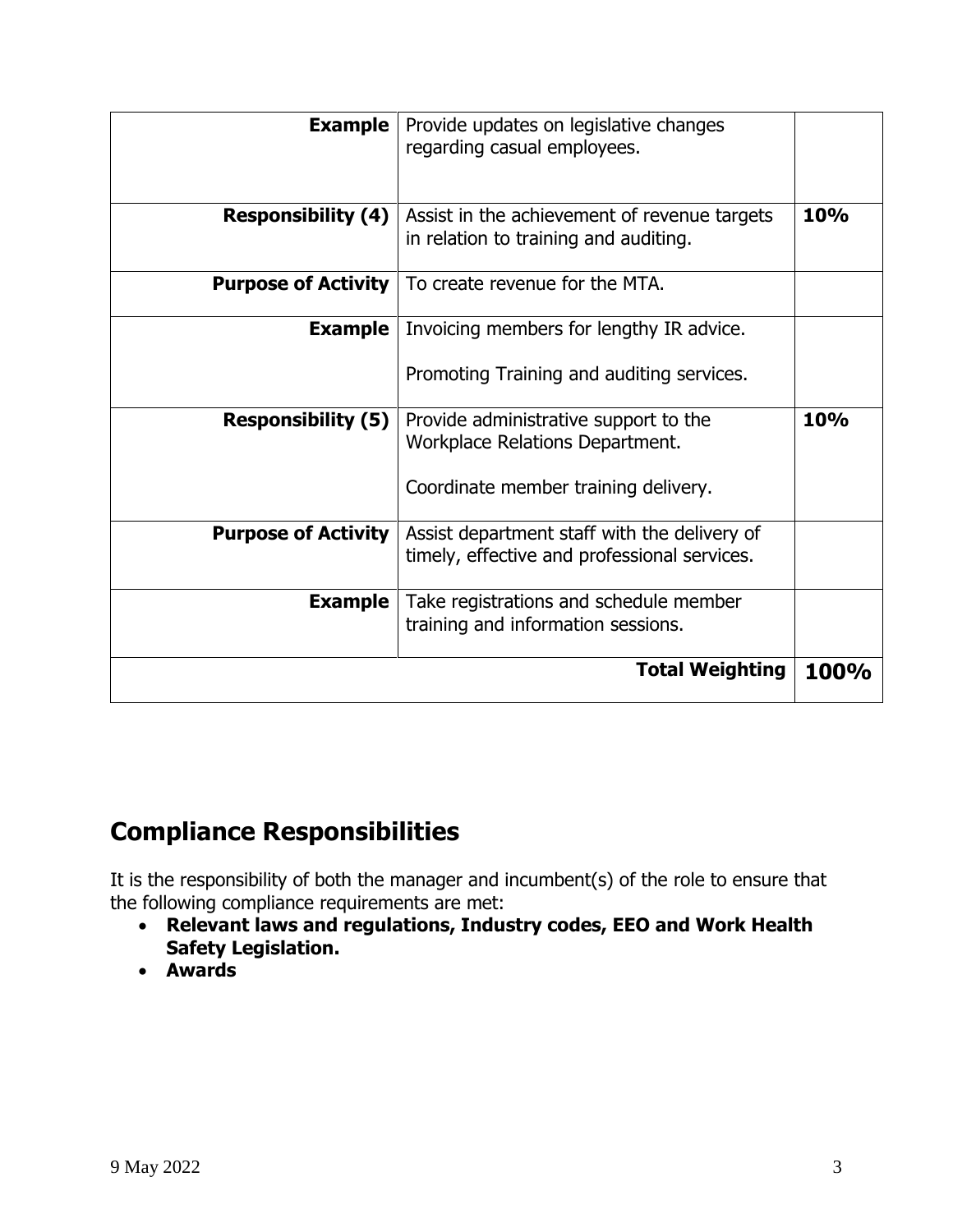| | | |
|---|---|---|
| **Example** | Provide updates on legislative changes regarding casual employees. | |
| **Responsibility (4)** | Assist in the achievement of revenue targets in relation to training and auditing. | **10%** |
| **Purpose of Activity** | To create revenue for the MTA. | |
| **Example** | Invoicing members for lengthy IR advice.<br><br>Promoting Training and auditing services. | |
| **Responsibility (5)** | Provide administrative support to the Workplace Relations Department.<br><br>Coordinate member training delivery. | **10%** |
| **Purpose of Activity** | Assist department staff with the delivery of timely, effective and professional services. | |
| **Example** | Take registrations and schedule member training and information sessions. | |
| | **Total Weighting** | **100%** |

## Compliance Responsibilities

It is the responsibility of both the manager and incumbent(s) of the role to ensure that the following compliance requirements are met:

- **Relevant laws and regulations, Industry codes, EEO and Work Health Safety Legislation.**
- **Awards**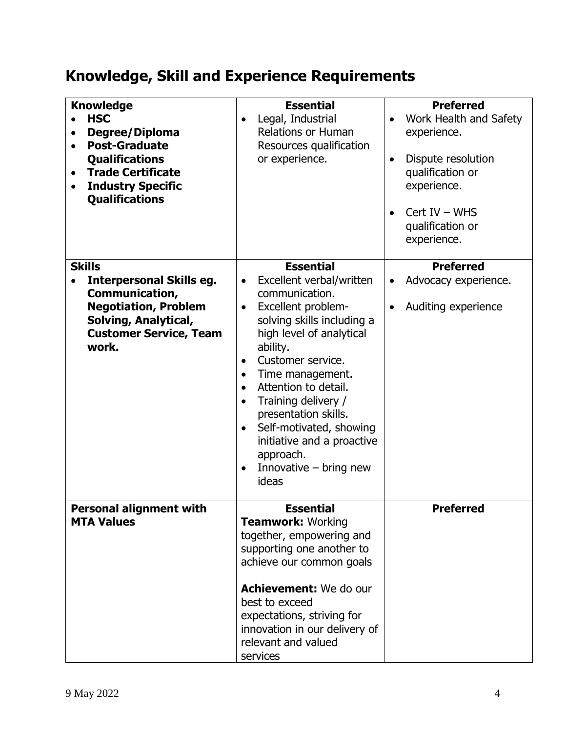## Knowledge, Skill and Experience Requirements

| **Knowledge**<br>• **HSC**<br>• **Degree/Diploma**<br>• **Post-Graduate Qualifications**<br>• **Trade Certificate**<br>• **Industry Specific Qualifications** | **Essential**<br>• Legal, Industrial Relations or Human Resources qualification or experience. | **Preferred**<br>• Work Health and Safety experience.<br>• Dispute resolution qualification or experience.<br>• Cert IV – WHS qualification or experience. |
|---|---|---|
| **Skills**<br>• **Interpersonal Skills eg. Communication, Negotiation, Problem Solving, Analytical, Customer Service, Team work.** | **Essential**<br>• Excellent verbal/written communication.<br>• Excellent problem-solving skills including a high level of analytical ability.<br>• Customer service.<br>• Time management.<br>• Attention to detail.<br>• Training delivery / presentation skills.<br>• Self-motivated, showing initiative and a proactive approach.<br>• Innovative – bring new ideas | **Preferred**<br>• Advocacy experience.<br>• Auditing experience |
| **Personal alignment with MTA Values** | **Essential**<br>**Teamwork:** Working together, empowering and supporting one another to achieve our common goals<br><br>**Achievement:** We do our best to exceed expectations, striving for innovation in our delivery of relevant and valued services | **Preferred** |

9 May 2022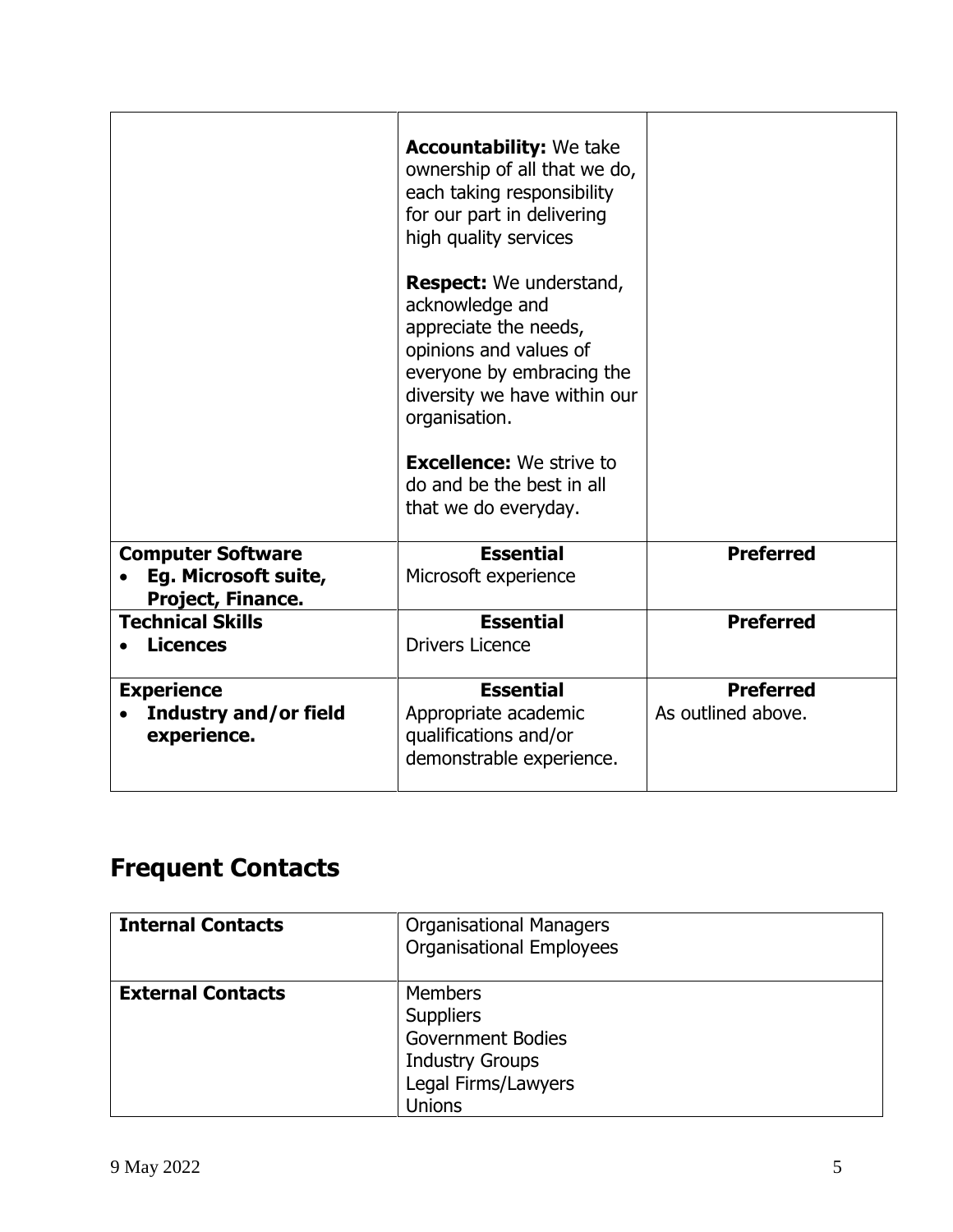| | | |
|---|---|---|
| | **Accountability:** We take ownership of all that we do, each taking responsibility for our part in delivering high quality services<br><br>**Respect:** We understand, acknowledge and appreciate the needs, opinions and values of everyone by embracing the diversity we have within our organisation.<br><br>**Excellence:** We strive to do and be the best in all that we do everyday. | |
| **Computer Software**<br>• **Eg. Microsoft suite, Project, Finance.** | **Essential**<br>Microsoft experience | **Preferred** |
| **Technical Skills**<br>• **Licences** | **Essential**<br>Drivers Licence | **Preferred** |
| **Experience**<br>• **Industry and/or field experience.** | **Essential**<br>Appropriate academic qualifications and/or demonstrable experience. | **Preferred**<br>As outlined above. |

## Frequent Contacts

| | |
|---|---|
| **Internal Contacts** | Organisational Managers<br>Organisational Employees |
| **External Contacts** | Members<br>Suppliers<br>Government Bodies<br>Industry Groups<br>Legal Firms/Lawyers<br>Unions |

9 May 2022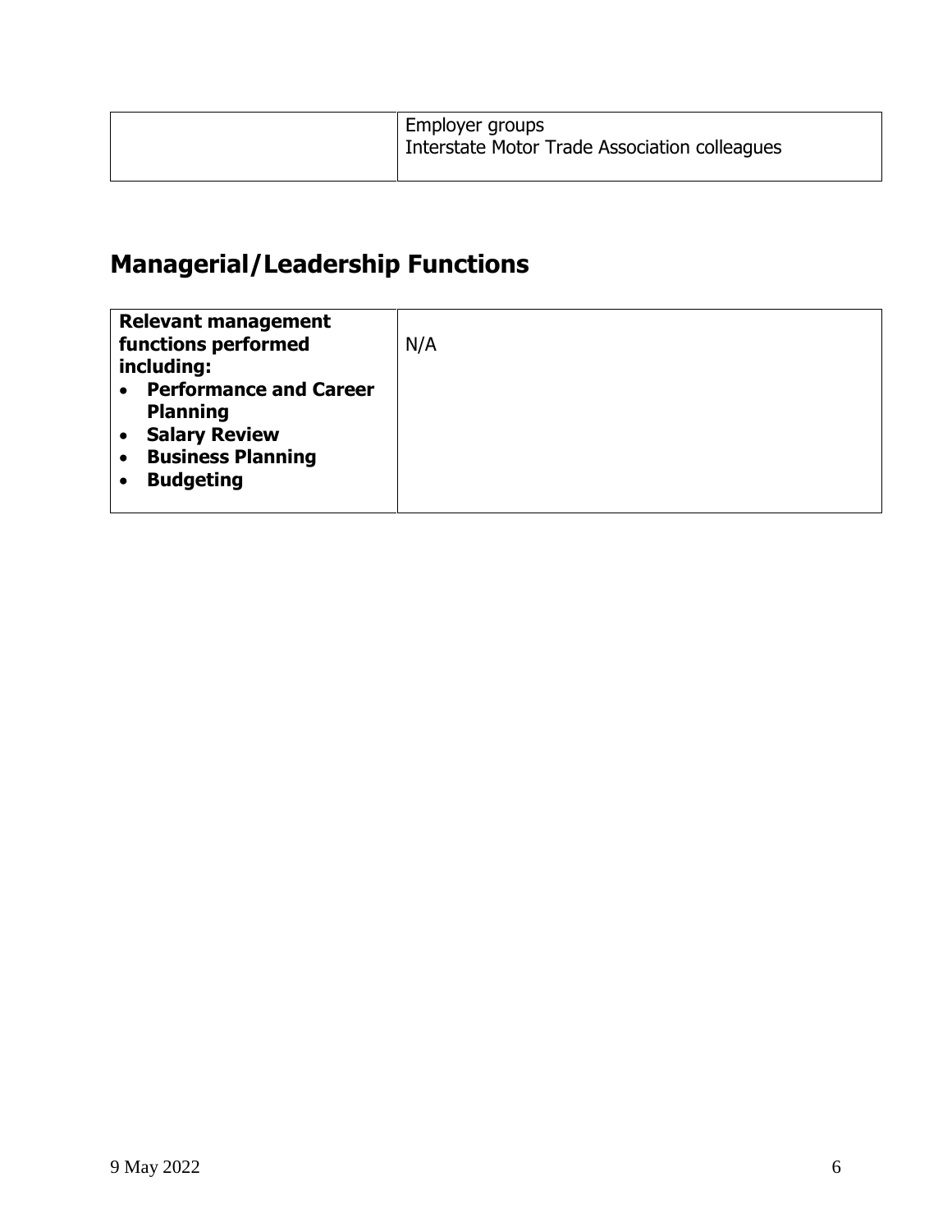| | |
|---|---|
| | Employer groups<br>Interstate Motor Trade Association colleagues |

## Managerial/Leadership Functions

| | |
|---|---|
| **Relevant management functions performed including:**<br>• **Performance and Career Planning**<br>• **Salary Review**<br>• **Business Planning**<br>• **Budgeting** | N/A |

9 May 2022